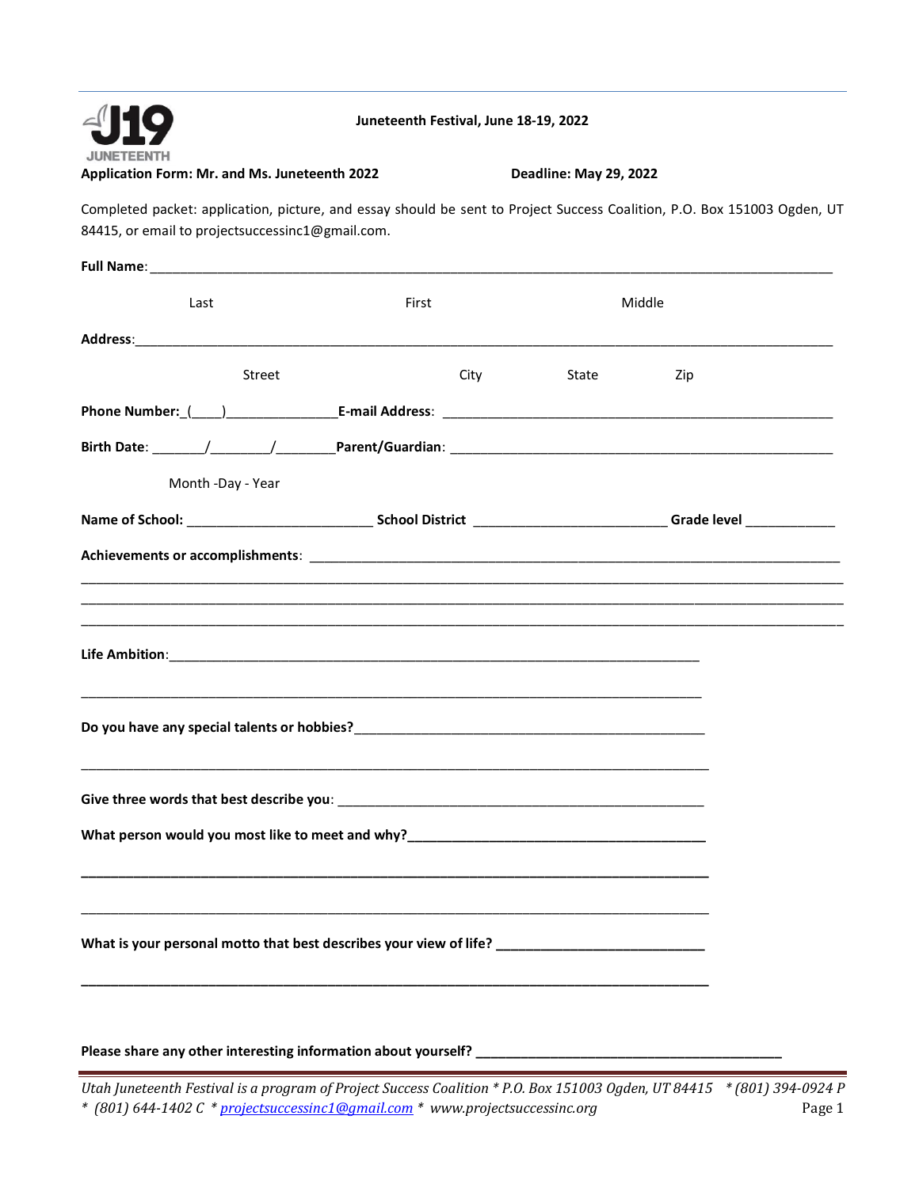J19 JUNETEENTH

**Juneteenth Festival, June 18-19, 2022**

**Application Form: Mr. and Ms. Juneteenth 2022** **Deadline: May 29, 2022**

Completed packet: application, picture, and essay should be sent to Project Success Coalition, P.O. Box 151003 Ogden, UT 84415, or email to projectsuccessinc1@gmail.com.

**Full Name**: ______________________________________________________________________________

Last First Middle

**Address**:_______________________________________________________________________________

Street City State Zip

**Phone Number:**_(____)_______________**E-mail Address**: ______________________________________________________

**Birth Date**: _______/________/________**Parent/Guardian**: ______________________________________________________

Month -Day - Year

**Name of School:** ________________________ **School District** __________________________ **Grade level** ____________

**Achievements or accomplishments**: ______________________________________________________________________

_____________________________________________________________________________________________

_____________________________________________________________________________________________

_____________________________________________________________________________________________

**Life Ambition:**______________________________________________________________________

_____________________________________________________________________________________

**Do you have any special talents or hobbies?**_______________________________________________

_____________________________________________________________________________________

**Give three words that best describe you**: __________________________________________________

**What person would you most like to meet and why?**__________________________________________

_____________________________________________________________________________________

_____________________________________________________________________________________

**What is your personal motto that best describes your view of life?** ____________________________

_____________________________________________________________________________________

**Please share any other interesting information about yourself?** __________________________________________

*Utah Juneteenth Festival is a program of Project Success Coalition * P.O. Box 151003 Ogden, UT 84415 * (801) 394-0924 P * (801) 644-1402 C * projectsuccessinc1@gmail.com * www.projectsuccessinc.org*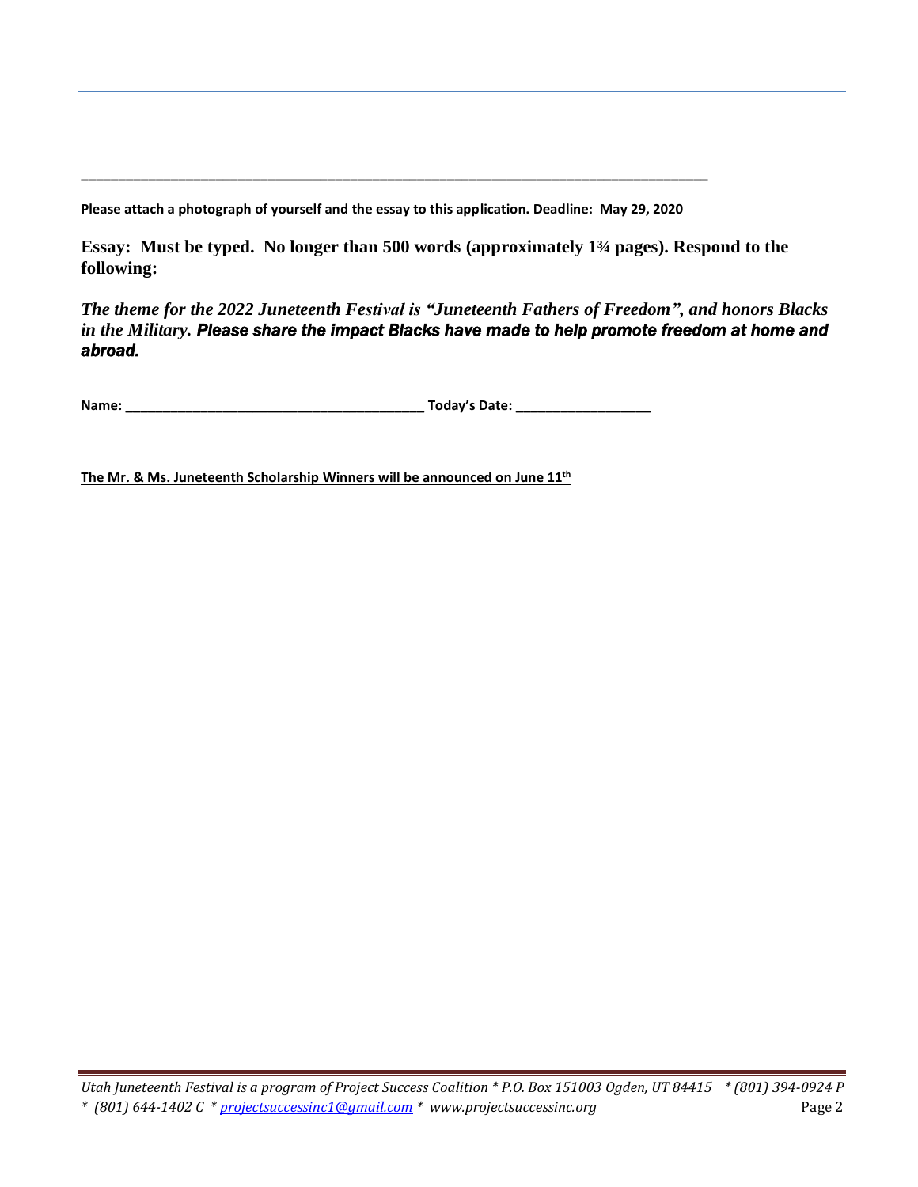\_\_\_\_\_\_\_\_\_\_\_\_\_\_\_\_\_\_\_\_\_\_\_\_\_\_\_\_\_\_\_\_\_\_\_\_\_\_\_\_\_\_\_\_\_\_\_\_\_\_\_\_\_\_\_\_\_\_\_\_\_\_\_\_\_\_\_\_\_\_\_\_\_\_

**Please attach a photograph of yourself and the essay to this application. Deadline: May 29, 2020**

**Essay: Must be typed. No longer than 500 words (approximately 1¾ pages). Respond to the following:**

***The theme for the 2022 Juneteenth Festival is "Juneteenth Fathers of Freedom", and honors Blacks in the Military. Please share the impact Blacks have made to help promote freedom at home and abroad.***

**Name: \_\_\_\_\_\_\_\_\_\_\_\_\_\_\_\_\_\_\_\_\_\_\_\_\_\_\_\_\_\_\_\_\_\_\_\_\_\_\_\_ Today's Date: \_\_\_\_\_\_\_\_\_\_\_\_\_\_\_\_\_\_\_**

**The Mr. & Ms. Juneteenth Scholarship Winners will be announced on June 11th**

*Utah Juneteenth Festival is a program of Project Success Coalition * P.O. Box 151003 Ogden, UT 84415 * (801) 394-0924 P * (801) 644-1402 C * projectsuccessinc1@gmail.com * www.projectsuccessinc.org*